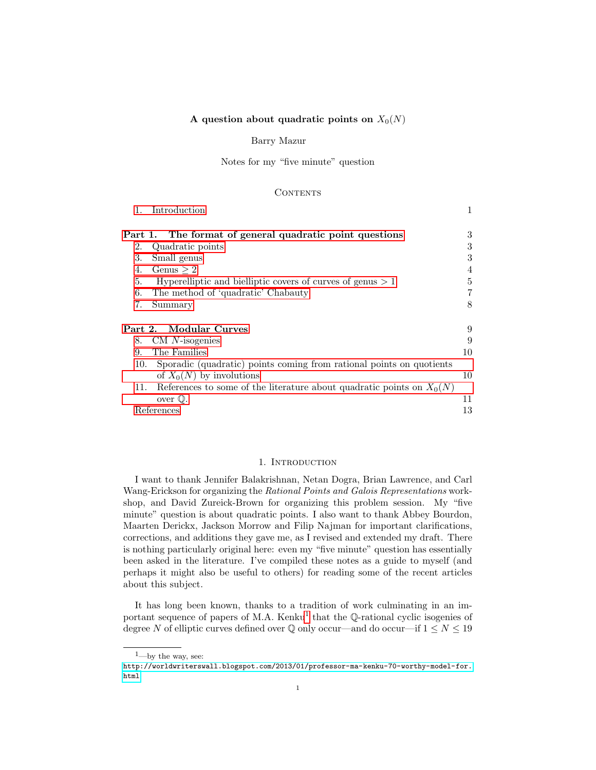# A question about quadratic points on $X_0(N)$

Barry Mazur

Notes for my "five minute" question

## Contents

1. Introduction — 1

**Part 1. The format of general quadratic point questions** — 3

2. Quadratic points — 3
3. Small genus — 3
4. Genus $\geq 2$ — 4
5. Hyperelliptic and bielliptic covers of curves of genus $> 1$ — 5
6. The method of 'quadratic' Chabauty — 7
7. Summary — 8

**Part 2. Modular Curves** — 9

8. CM $N$-isogenies — 9
9. The Families — 10
10. Sporadic (quadratic) points coming from rational points on quotients of $X_0(N)$ by involutions — 10
11. References to some of the literature about quadratic points on $X_0(N)$ over $\mathbb{Q}$. — 11

References — 13

## 1. Introduction

I want to thank Jennifer Balakrishnan, Netan Dogra, Brian Lawrence, and Carl Wang-Erickson for organizing the *Rational Points and Galois Representations* workshop, and David Zureick-Brown for organizing this problem session. My "five minute" question is about quadratic points. I also want to thank Abbey Bourdon, Maarten Derickx, Jackson Morrow and Filip Najman for important clarifications, corrections, and additions they gave me, as I revised and extended my draft. There is nothing particularly original here: even my "five minute" question has essentially been asked in the literature. I've compiled these notes as a guide to myself (and perhaps it might also be useful to others) for reading some of the recent articles about this subject.

It has long been known, thanks to a tradition of work culminating in an important sequence of papers of M.A. Kenku[1] that the $\mathbb{Q}$-rational cyclic isogenies of degree $N$ of elliptic curves defined over $\mathbb{Q}$ only occur—and do occur—if $1 \leq N \leq 19$

[1]—by the way, see: http://worldwriterswall.blogspot.com/2013/01/professor-ma-kenku-70-worthy-model-for.html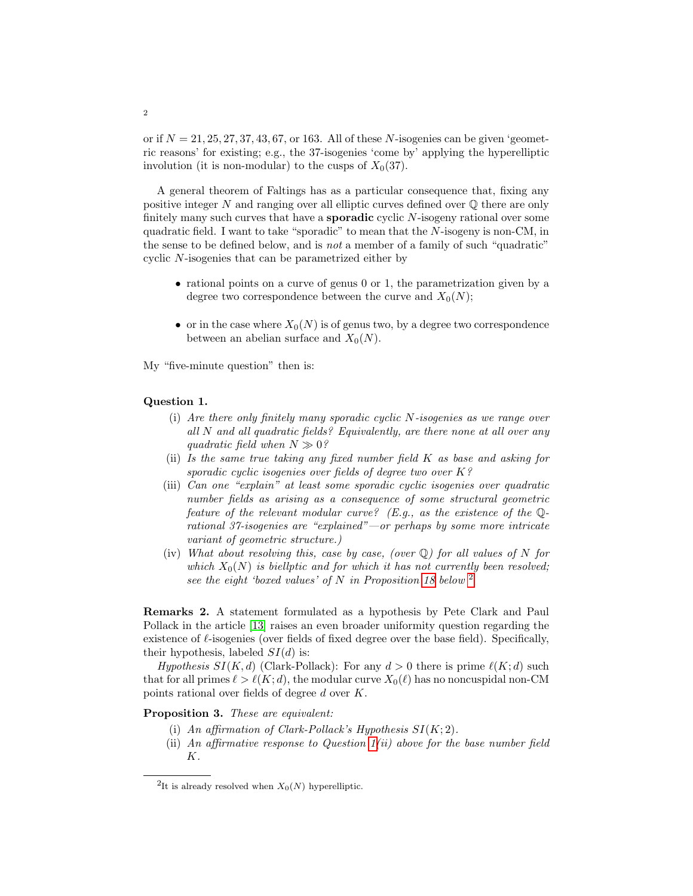or if $N = 21, 25, 27, 37, 43, 67$, or $163$. All of these $N$-isogenies can be given 'geometric reasons' for existing; e.g., the 37-isogenies 'come by' applying the hyperelliptic involution (it is non-modular) to the cusps of $X_0(37)$.

A general theorem of Faltings has as a particular consequence that, fixing any positive integer $N$ and ranging over all elliptic curves defined over $\mathbb{Q}$ there are only finitely many such curves that have a **sporadic** cyclic $N$-isogeny rational over some quadratic field. I want to take "sporadic" to mean that the $N$-isogeny is non-CM, in the sense to be defined below, and is *not* a member of a family of such "quadratic" cyclic $N$-isogenies that can be parametrized either by

- rational points on a curve of genus 0 or 1, the parametrization given by a degree two correspondence between the curve and $X_0(N)$;
- or in the case where $X_0(N)$ is of genus two, by a degree two correspondence between an abelian surface and $X_0(N)$.

My "five-minute question" then is:

**Question 1.**

(i) *Are there only finitely many sporadic cyclic $N$-isogenies as we range over all $N$ and all quadratic fields? Equivalently, are there none at all over any quadratic field when $N \gg 0$?*

(ii) *Is the same true taking any fixed number field $K$ as base and asking for sporadic cyclic isogenies over fields of degree two over $K$?*

(iii) *Can one "explain" at least some sporadic cyclic isogenies over quadratic number fields as arising as a consequence of some structural geometric feature of the relevant modular curve? (E.g., as the existence of the $\mathbb{Q}$-rational 37-isogenies are "explained"—or perhaps by some more intricate variant of geometric structure.)*

(iv) *What about resolving this, case by case, (over $\mathbb{Q}$) for all values of $N$ for which $X_0(N)$ is biellptic and for which it has not currently been resolved; see the eight 'boxed values' of $N$ in Proposition 18 below* [2]

**Remarks 2.** A statement formulated as a hypothesis by Pete Clark and Paul Pollack in the article [13] raises an even broader uniformity question regarding the existence of $\ell$-isogenies (over fields of fixed degree over the base field). Specifically, their hypothesis, labeled $SI(d)$ is:

*Hypothesis $SI(K, d)$* (Clark-Pollack): For any $d > 0$ there is prime $\ell(K; d)$ such that for all primes $\ell > \ell(K; d)$, the modular curve $X_0(\ell)$ has no noncuspidal non-CM points rational over fields of degree $d$ over $K$.

**Proposition 3.** *These are equivalent:*

(i) *An affirmation of Clark-Pollack's Hypothesis $SI(K; 2)$.*

(ii) *An affirmative response to Question 1(ii) above for the base number field $K$.*

[2] It is already resolved when $X_0(N)$ hyperelliptic.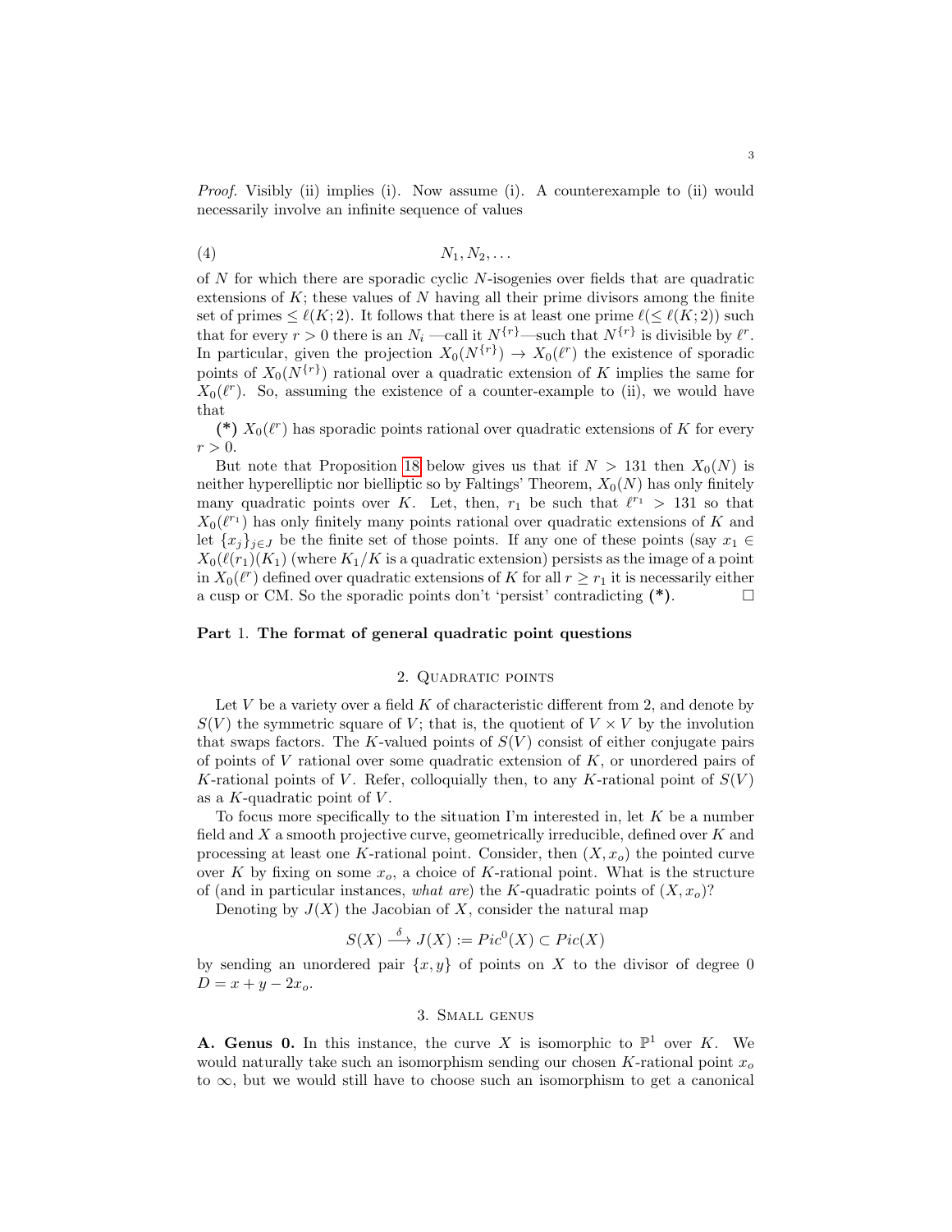*Proof.* Visibly (ii) implies (i). Now assume (i). A counterexample to (ii) would necessarily involve an infinite sequence of values

$$N_1, N_2, \dots \tag{4}$$

of $N$ for which there are sporadic cyclic $N$-isogenies over fields that are quadratic extensions of $K$; these values of $N$ having all their prime divisors among the finite set of primes $\leq \ell(K;2)$. It follows that there is at least one prime $\ell (\leq \ell(K;2))$ such that for every $r > 0$ there is an $N_i$ —call it $N^{\{r\}}$—such that $N^{\{r\}}$ is divisible by $\ell^r$. In particular, given the projection $X_0(N^{\{r\}}) \to X_0(\ell^r)$ the existence of sporadic points of $X_0(N^{\{r\}})$ rational over a quadratic extension of $K$ implies the same for $X_0(\ell^r)$. So, assuming the existence of a counter-example to (ii), we would have that

**(*)** $X_0(\ell^r)$ has sporadic points rational over quadratic extensions of $K$ for every $r > 0$.

But note that Proposition 18 below gives us that if $N > 131$ then $X_0(N)$ is neither hyperelliptic nor bielliptic so by Faltings' Theorem, $X_0(N)$ has only finitely many quadratic points over $K$. Let, then, $r_1$ be such that $\ell^{r_1} > 131$ so that $X_0(\ell^{r_1})$ has only finitely many points rational over quadratic extensions of $K$ and let $\{x_j\}_{j\in J}$ be the finite set of those points. If any one of these points (say $x_1 \in X_0(\ell(r_1)(K_1)$ (where $K_1/K$ is a quadratic extension) persists as the image of a point in $X_0(\ell^r)$ defined over quadratic extensions of $K$ for all $r \geq r_1$ it is necessarily either a cusp or CM. So the sporadic points don't 'persist' contradicting **(*)**. □

# Part 1. The format of general quadratic point questions

## 2. Quadratic points

Let $V$ be a variety over a field $K$ of characteristic different from 2, and denote by $S(V)$ the symmetric square of $V$; that is, the quotient of $V \times V$ by the involution that swaps factors. The $K$-valued points of $S(V)$ consist of either conjugate pairs of points of $V$ rational over some quadratic extension of $K$, or unordered pairs of $K$-rational points of $V$. Refer, colloquially then, to any $K$-rational point of $S(V)$ as a $K$-quadratic point of $V$.

To focus more specifically to the situation I'm interested in, let $K$ be a number field and $X$ a smooth projective curve, geometrically irreducible, defined over $K$ and processing at least one $K$-rational point. Consider, then $(X, x_o)$ the pointed curve over $K$ by fixing on some $x_o$, a choice of $K$-rational point. What is the structure of (and in particular instances, *what are*) the $K$-quadratic points of $(X, x_o)$?

Denoting by $J(X)$ the Jacobian of $X$, consider the natural map

$$S(X) \xrightarrow{\delta} J(X) := Pic^0(X) \subset Pic(X)$$

by sending an unordered pair $\{x, y\}$ of points on $X$ to the divisor of degree 0 $D = x + y - 2x_o$.

## 3. Small genus

**A. Genus 0.** In this instance, the curve $X$ is isomorphic to $\mathbb{P}^1$ over $K$. We would naturally take such an isomorphism sending our chosen $K$-rational point $x_o$ to $\infty$, but we would still have to choose such an isomorphism to get a canonical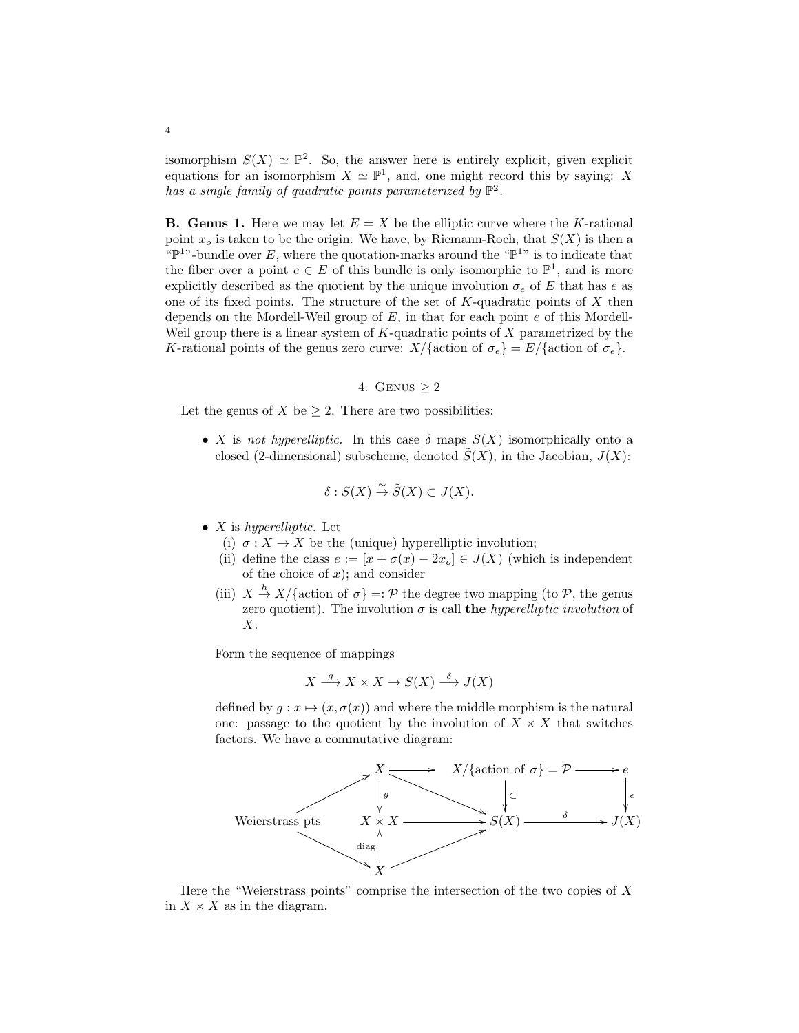isomorphism $S(X) \simeq \mathbb{P}^2$. So, the answer here is entirely explicit, given explicit equations for an isomorphism $X \simeq \mathbb{P}^1$, and, one might record this by saying: *X has a single family of quadratic points parameterized by* $\mathbb{P}^2$.

**B. Genus 1.** Here we may let $E = X$ be the elliptic curve where the $K$-rational point $x_o$ is taken to be the origin. We have, by Riemann-Roch, that $S(X)$ is then a "$\mathbb{P}^1$"-bundle over $E$, where the quotation-marks around the "$\mathbb{P}^1$" is to indicate that the fiber over a point $e \in E$ of this bundle is only isomorphic to $\mathbb{P}^1$, and is more explicitly described as the quotient by the unique involution $\sigma_e$ of $E$ that has $e$ as one of its fixed points. The structure of the set of $K$-quadratic points of $X$ then depends on the Mordell-Weil group of $E$, in that for each point $e$ of this Mordell-Weil group there is a linear system of $K$-quadratic points of $X$ parametrized by the $K$-rational points of the genus zero curve: $X/\{\text{action of } \sigma_e\} = E/\{\text{action of } \sigma_e\}$.

## 4. Genus $\geq 2$

Let the genus of $X$ be $\geq 2$. There are two possibilities:

- $X$ is *not hyperelliptic.* In this case $\delta$ maps $S(X)$ isomorphically onto a closed (2-dimensional) subscheme, denoted $\tilde{S}(X)$, in the Jacobian, $J(X)$:

$$\delta : S(X) \stackrel{\simeq}{\to} \tilde{S}(X) \subset J(X).$$

- $X$ is *hyperelliptic*. Let
  - (i) $\sigma : X \to X$ be the (unique) hyperelliptic involution;
  - (ii) define the class $e := [x + \sigma(x) - 2x_o] \in J(X)$ (which is independent of the choice of $x$); and consider
  - (iii) $X \stackrel{h}{\to} X/\{\text{action of } \sigma\} =: \mathcal{P}$ the degree two mapping (to $\mathcal{P}$, the genus zero quotient). The involution $\sigma$ is call **the** *hyperelliptic involution* of $X$.

  Form the sequence of mappings

$$X \xrightarrow{g} X \times X \to S(X) \xrightarrow{\delta} J(X)$$

  defined by $g : x \mapsto (x, \sigma(x))$ and where the middle morphism is the natural one: passage to the quotient by the involution of $X \times X$ that switches factors. We have a commutative diagram:

$$\begin{array}{ccccccc}
 & & X & \longrightarrow & X/\{\text{action of } \sigma\} = \mathcal{P} & \longrightarrow & e \\
 & \nearrow & \downarrow g & \searrow & \downarrow \subset & & \downarrow \epsilon \\
\text{Weierstrass pts} & & X \times X & \longrightarrow & S(X) & \xrightarrow{\delta} & J(X) \\
 & \searrow & \uparrow \text{diag} & \nearrow & & & \\
 & & X & & & &
\end{array}$$

Here the "Weierstrass points" comprise the intersection of the two copies of $X$ in $X \times X$ as in the diagram.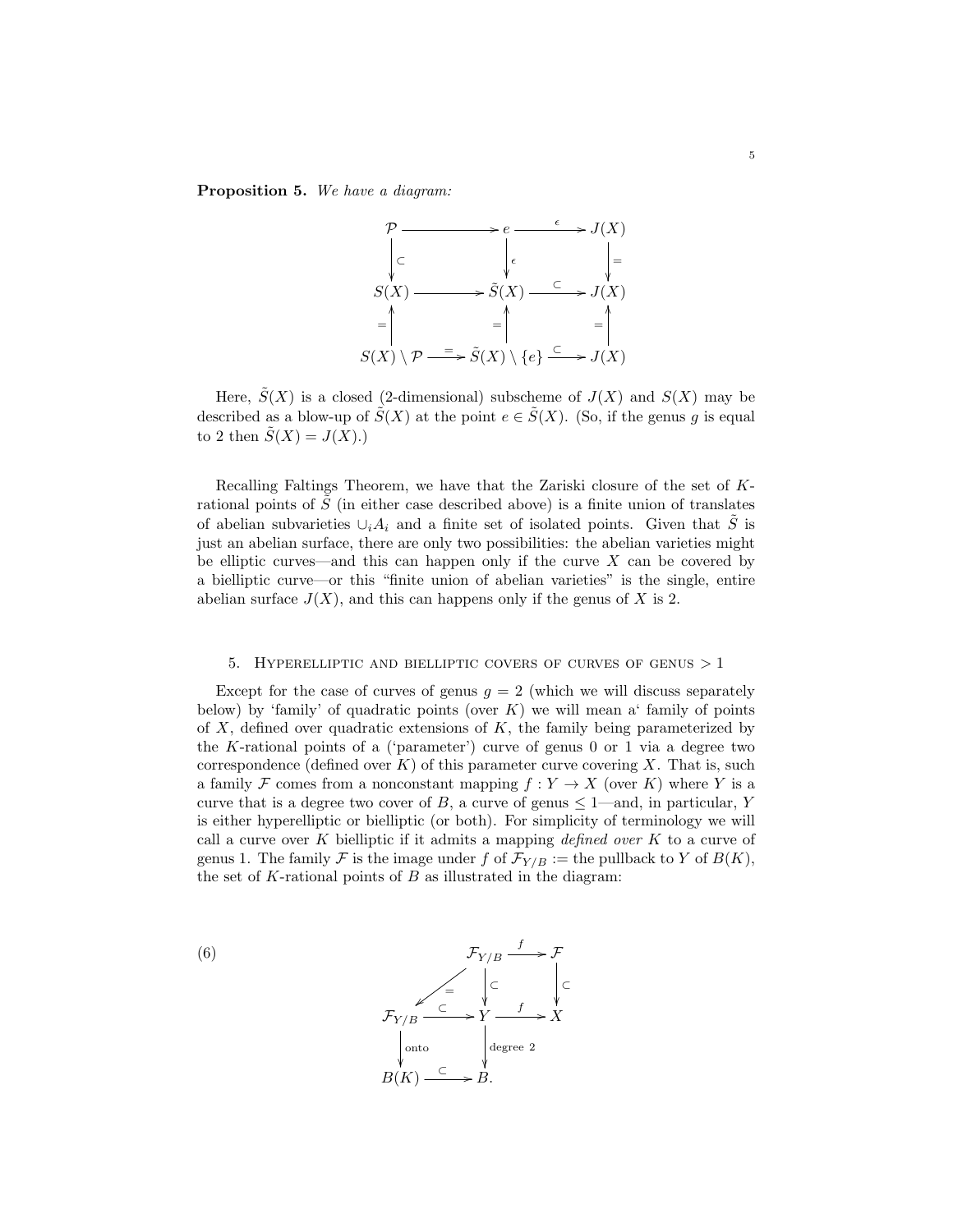**Proposition 5.** *We have a diagram:*

$$
\begin{array}{ccccc}
\mathcal{P} & \longrightarrow & e & \xrightarrow{\epsilon} & J(X) \\
\downarrow \subset & & \downarrow \epsilon & & \downarrow = \\
S(X) & \longrightarrow & \tilde{S}(X) & \xrightarrow{\subset} & J(X) \\
= \uparrow & & = \uparrow & & = \uparrow \\
S(X) \setminus \mathcal{P} & \xrightarrow{=} & \tilde{S}(X) \setminus \{e\} & \xrightarrow{\subset} & J(X)
\end{array}
$$

Here, $\tilde{S}(X)$ is a closed (2-dimensional) subscheme of $J(X)$ and $S(X)$ may be described as a blow-up of $\tilde{S}(X)$ at the point $e \in \tilde{S}(X)$. (So, if the genus $g$ is equal to 2 then $\tilde{S}(X) = J(X)$.)

Recalling Faltings Theorem, we have that the Zariski closure of the set of $K$-rational points of $\tilde{S}$ (in either case described above) is a finite union of translates of abelian subvarieties $\cup_i A_i$ and a finite set of isolated points. Given that $\tilde{S}$ is just an abelian surface, there are only two possibilities: the abelian varieties might be elliptic curves—and this can happen only if the curve $X$ can be covered by a bielliptic curve—or this "finite union of abelian varieties" is the single, entire abelian surface $J(X)$, and this can happens only if the genus of $X$ is 2.

## 5. Hyperelliptic and bielliptic covers of curves of genus $> 1$

Except for the case of curves of genus $g = 2$ (which we will discuss separately below) by 'family' of quadratic points (over $K$) we will mean a' family of points of $X$, defined over quadratic extensions of $K$, the family being parameterized by the $K$-rational points of a ('parameter') curve of genus 0 or 1 via a degree two correspondence (defined over $K$) of this parameter curve covering $X$. That is, such a family $\mathcal{F}$ comes from a nonconstant mapping $f : Y \to X$ (over $K$) where $Y$ is a curve that is a degree two cover of $B$, a curve of genus $\leq 1$—and, in particular, $Y$ is either hyperelliptic or bielliptic (or both). For simplicity of terminology we will call a curve over $K$ bielliptic if it admits a mapping *defined over* $K$ to a curve of genus 1. The family $\mathcal{F}$ is the image under $f$ of $\mathcal{F}_{Y/B} :=$ the pullback to $Y$ of $B(K)$, the set of $K$-rational points of $B$ as illustrated in the diagram:

$$
\begin{array}{ccccc}
 & & \mathcal{F}_{Y/B} & \xrightarrow{f} & \mathcal{F} \\
 & \swarrow = & \downarrow \subset & & \downarrow \subset \\
\mathcal{F}_{Y/B} & \xrightarrow{\subset} & Y & \xrightarrow{f} & X \\
\downarrow \text{onto} & & \downarrow \text{degree } 2 & & \\
B(K) & \xrightarrow{\subset} & B. & &
\end{array}
\tag{6}
$$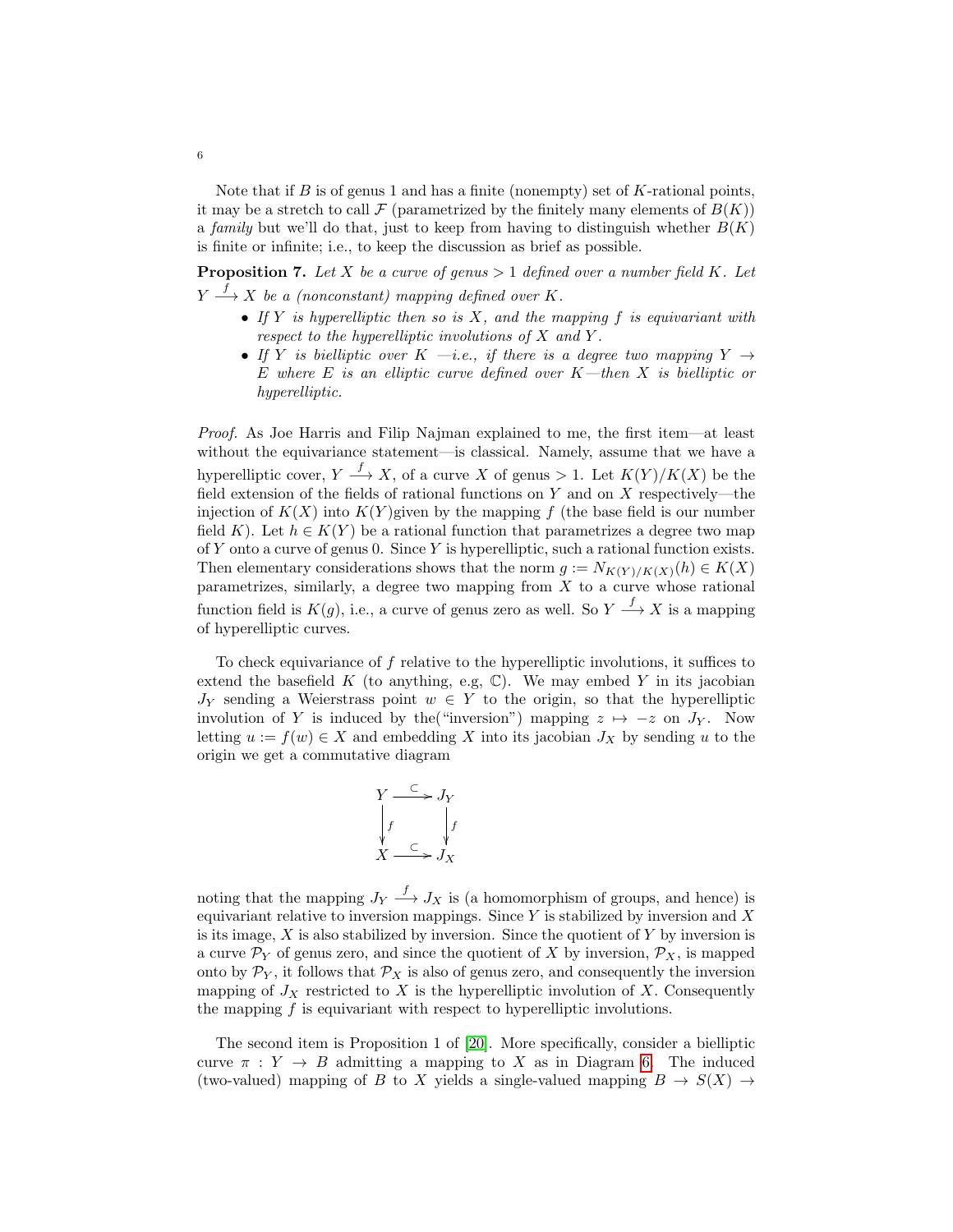Note that if $B$ is of genus 1 and has a finite (nonempty) set of $K$-rational points, it may be a stretch to call $\mathcal{F}$ (parametrized by the finitely many elements of $B(K)$) a *family* but we'll do that, just to keep from having to distinguish whether $B(K)$ is finite or infinite; i.e., to keep the discussion as brief as possible.

**Proposition 7.** *Let $X$ be a curve of genus $> 1$ defined over a number field $K$. Let $Y \xrightarrow{f} X$ be a (nonconstant) mapping defined over $K$.*

- *If $Y$ is hyperelliptic then so is $X$, and the mapping $f$ is equivariant with respect to the hyperelliptic involutions of $X$ and $Y$.*
- *If $Y$ is bielliptic over $K$ —i.e., if there is a degree two mapping $Y \to E$ where $E$ is an elliptic curve defined over $K$—then $X$ is bielliptic or hyperelliptic.*

*Proof.* As Joe Harris and Filip Najman explained to me, the first item—at least without the equivariance statement—is classical. Namely, assume that we have a hyperelliptic cover, $Y \xrightarrow{f} X$, of a curve $X$ of genus $> 1$. Let $K(Y)/K(X)$ be the field extension of the fields of rational functions on $Y$ and on $X$ respectively—the injection of $K(X)$ into $K(Y)$given by the mapping $f$ (the base field is our number field $K$). Let $h \in K(Y)$ be a rational function that parametrizes a degree two map of $Y$ onto a curve of genus 0. Since $Y$ is hyperelliptic, such a rational function exists. Then elementary considerations shows that the norm $g := N_{K(Y)/K(X)}(h) \in K(X)$ parametrizes, similarly, a degree two mapping from $X$ to a curve whose rational function field is $K(g)$, i.e., a curve of genus zero as well. So $Y \xrightarrow{f} X$ is a mapping of hyperelliptic curves.

To check equivariance of $f$ relative to the hyperelliptic involutions, it suffices to extend the basefield $K$ (to anything, e.g, $\mathbb{C}$). We may embed $Y$ in its jacobian $J_Y$ sending a Weierstrass point $w \in Y$ to the origin, so that the hyperelliptic involution of $Y$ is induced by the("inversion") mapping $z \mapsto -z$ on $J_Y$. Now letting $u := f(w) \in X$ and embedding $X$ into its jacobian $J_X$ by sending $u$ to the origin we get a commutative diagram

$$\begin{array}{ccc} Y & \xrightarrow{\subset} & J_Y \\ \downarrow{\scriptstyle f} & & \downarrow{\scriptstyle f} \\ X & \xrightarrow{\subset} & J_X \end{array}$$

noting that the mapping $J_Y \xrightarrow{f} J_X$ is (a homomorphism of groups, and hence) is equivariant relative to inversion mappings. Since $Y$ is stabilized by inversion and $X$ is its image, $X$ is also stabilized by inversion. Since the quotient of $Y$ by inversion is a curve $\mathcal{P}_Y$ of genus zero, and since the quotient of $X$ by inversion, $\mathcal{P}_X$, is mapped onto by $\mathcal{P}_Y$, it follows that $\mathcal{P}_X$ is also of genus zero, and consequently the inversion mapping of $J_X$ restricted to $X$ is the hyperelliptic involution of $X$. Consequently the mapping $f$ is equivariant with respect to hyperelliptic involutions.

The second item is Proposition 1 of [20]. More specifically, consider a bielliptic curve $\pi : Y \to B$ admitting a mapping to $X$ as in Diagram 6. The induced (two-valued) mapping of $B$ to $X$ yields a single-valued mapping $B \to S(X) \to$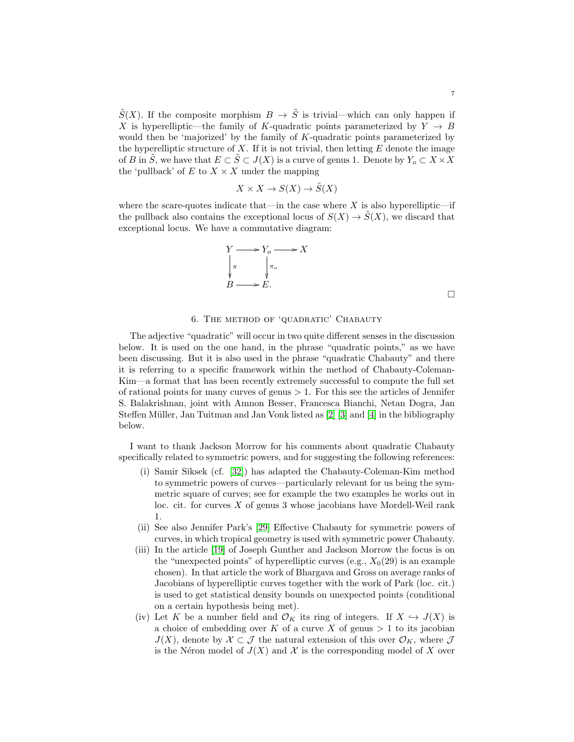$\tilde{S}(X)$. If the composite morphism $B \to \tilde{S}$ is trivial—which can only happen if $X$ is hyperelliptic—the family of $K$-quadratic points parameterized by $Y \to B$ would then be 'majorized' by the family of $K$-quadratic points parameterized by the hyperelliptic structure of $X$. If it is not trivial, then letting $E$ denote the image of $B$ in $\tilde{S}$, we have that $E \subset \tilde{S} \subset J(X)$ is a curve of genus 1. Denote by $Y_o \subset X \times X$ the 'pullback' of $E$ to $X \times X$ under the mapping

$$X \times X \to S(X) \to \tilde{S}(X)$$

where the scare-quotes indicate that—in the case where $X$ is also hyperelliptic—if the pullback also contains the exceptional locus of $S(X) \to \tilde{S}(X)$, we discard that exceptional locus. We have a commutative diagram:

$$\begin{array}{ccccc} Y & \longrightarrow & Y_o & \longrightarrow & X \\ \downarrow{\scriptstyle \pi} & & \downarrow{\scriptstyle \pi_o} & & \\ B & \longrightarrow & E. & & \end{array}$$

□

## 6. The method of 'quadratic' Chabauty

The adjective "quadratic" will occur in two quite different senses in the discussion below. It is used on the one hand, in the phrase "quadratic points," as we have been discussing. But it is also used in the phrase "quadratic Chabauty" and there it is referring to a specific framework within the method of Chabauty-Coleman-Kim—a format that has been recently extremely successful to compute the full set of rational points for many curves of genus $> 1$. For this see the articles of Jennifer S. Balakrishnan, joint with Amnon Besser, Francesca Bianchi, Netan Dogra, Jan Steffen Müller, Jan Tuitman and Jan Vonk listed as [2] [3] and [4] in the bibliography below.

I want to thank Jackson Morrow for his comments about quadratic Chabauty specifically related to symmetric powers, and for suggesting the following references:

(i) Samir Siksek (cf. [32]) has adapted the Chabauty-Coleman-Kim method to symmetric powers of curves—particularly relevant for us being the symmetric square of curves; see for example the two examples he works out in loc. cit. for curves $X$ of genus 3 whose jacobians have Mordell-Weil rank 1.

(ii) See also Jennifer Park's [29] Effective Chabauty for symmetric powers of curves, in which tropical geometry is used with symmetric power Chabauty.

(iii) In the article [19] of Joseph Gunther and Jackson Morrow the focus is on the "unexpected points" of hyperelliptic curves (e.g., $X_0(29)$ is an example chosen). In that article the work of Bhargava and Gross on average ranks of Jacobians of hyperelliptic curves together with the work of Park (loc. cit.) is used to get statistical density bounds on unexpected points (conditional on a certain hypothesis being met).

(iv) Let $K$ be a number field and $\mathcal{O}_K$ its ring of integers. If $X \hookrightarrow J(X)$ is a choice of embedding over $K$ of a curve $X$ of genus $> 1$ to its jacobian $J(X)$, denote by $\mathcal{X} \subset \mathcal{J}$ the natural extension of this over $\mathcal{O}_K$, where $\mathcal{J}$ is the Néron model of $J(X)$ and $\mathcal{X}$ is the corresponding model of $X$ over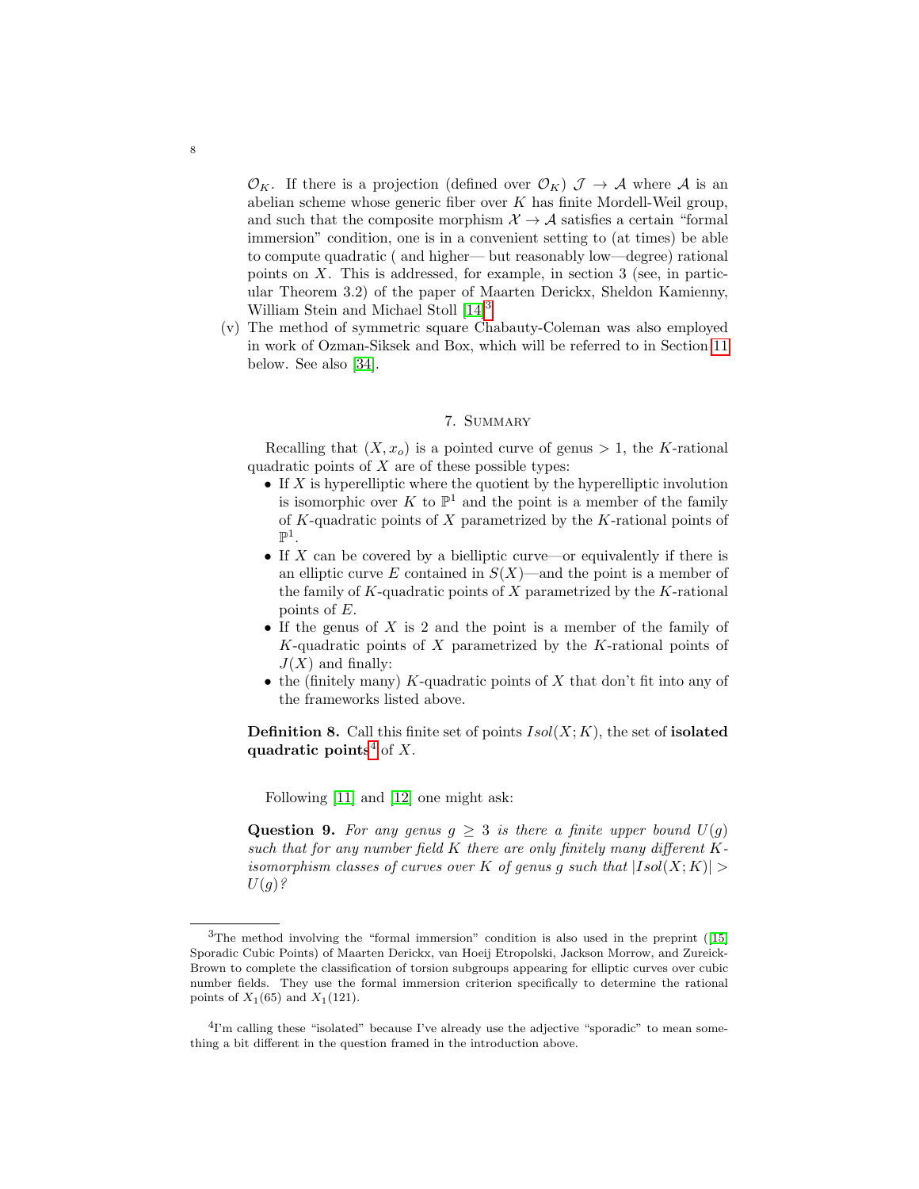$\mathcal{O}_K$. If there is a projection (defined over $\mathcal{O}_K$) $\mathcal{J} \to \mathcal{A}$ where $\mathcal{A}$ is an abelian scheme whose generic fiber over $K$ has finite Mordell-Weil group, and such that the composite morphism $\mathcal{X} \to \mathcal{A}$ satisfies a certain "formal immersion" condition, one is in a convenient setting to (at times) be able to compute quadratic ( and higher— but reasonably low—degree) rational points on $X$. This is addressed, for example, in section 3 (see, in particular Theorem 3.2) of the paper of Maarten Derickx, Sheldon Kamienny, William Stein and Michael Stoll [14][3]

(v) The method of symmetric square Chabauty-Coleman was also employed in work of Ozman-Siksek and Box, which will be referred to in Section 11 below. See also [34].

## 7. Summary

Recalling that $(X, x_o)$ is a pointed curve of genus $> 1$, the $K$-rational quadratic points of $X$ are of these possible types:

- If $X$ is hyperelliptic where the quotient by the hyperelliptic involution is isomorphic over $K$ to $\mathbb{P}^1$ and the point is a member of the family of $K$-quadratic points of $X$ parametrized by the $K$-rational points of $\mathbb{P}^1$.
- If $X$ can be covered by a bielliptic curve—or equivalently if there is an elliptic curve $E$ contained in $S(X)$—and the point is a member of the family of $K$-quadratic points of $X$ parametrized by the $K$-rational points of $E$.
- If the genus of $X$ is 2 and the point is a member of the family of $K$-quadratic points of $X$ parametrized by the $K$-rational points of $J(X)$ and finally:
- the (finitely many) $K$-quadratic points of $X$ that don't fit into any of the frameworks listed above.

**Definition 8.** Call this finite set of points $Isol(X; K)$, the set of **isolated quadratic points**[4] of $X$.

Following [11] and [12] one might ask:

**Question 9.** *For any genus $g \geq 3$ is there a finite upper bound $U(g)$ such that for any number field $K$ there are only finitely many different $K$-isomorphism classes of curves over $K$ of genus $g$ such that $|Isol(X; K)| > U(g)$?*

---

[3] The method involving the "formal immersion" condition is also used in the preprint ([15] Sporadic Cubic Points) of Maarten Derickx, van Hoeij Etropolski, Jackson Morrow, and Zureick-Brown to complete the classification of torsion subgroups appearing for elliptic curves over cubic number fields. They use the formal immersion criterion specifically to determine the rational points of $X_1(65)$ and $X_1(121)$.

[4] I'm calling these "isolated" because I've already use the adjective "sporadic" to mean something a bit different in the question framed in the introduction above.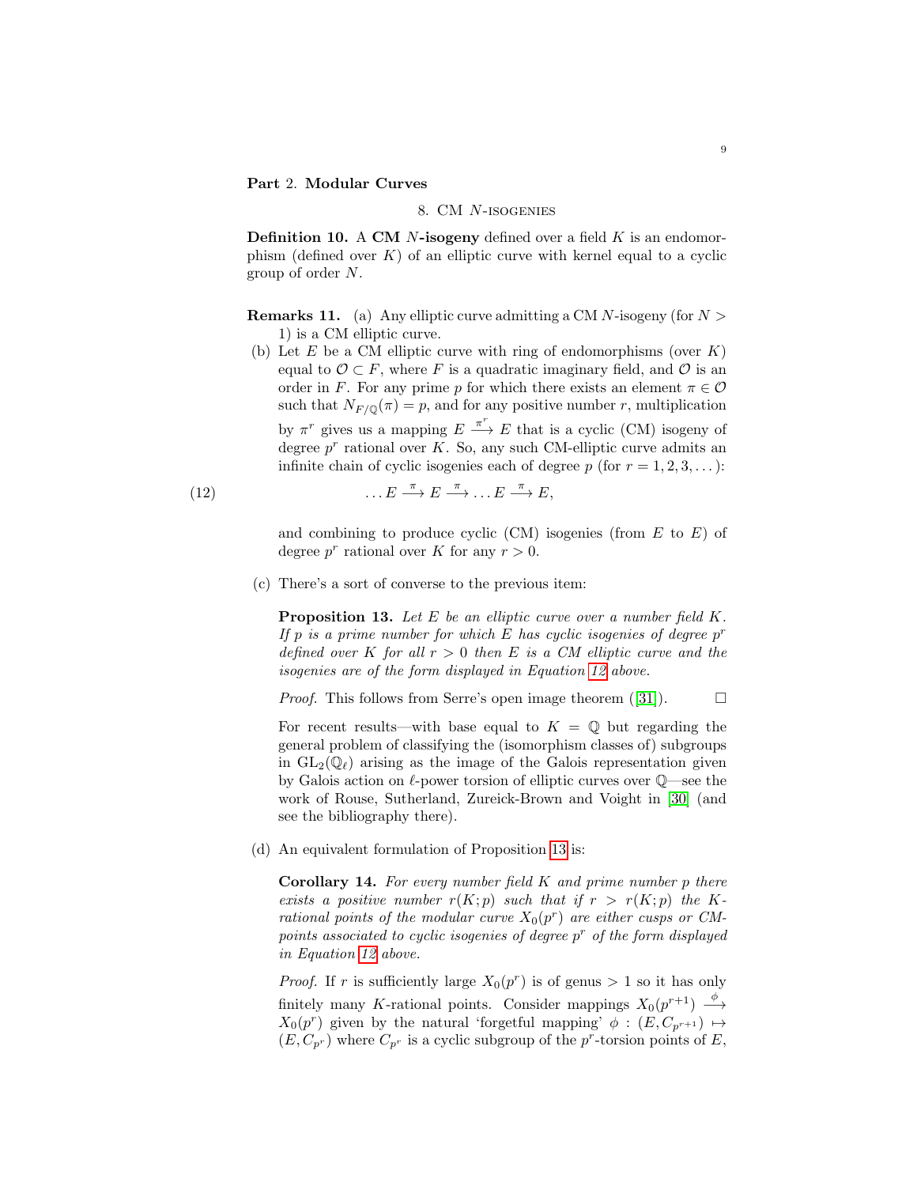## Part 2. Modular Curves

### 8. CM $N$-isogenies

**Definition 10.** A **CM $N$-isogeny** defined over a field $K$ is an endomorphism (defined over $K$) of an elliptic curve with kernel equal to a cyclic group of order $N$.

**Remarks 11.** (a) Any elliptic curve admitting a CM $N$-isogeny (for $N > 1$) is a CM elliptic curve.

(b) Let $E$ be a CM elliptic curve with ring of endomorphisms (over $K$) equal to $\mathcal{O} \subset F$, where $F$ is a quadratic imaginary field, and $\mathcal{O}$ is an order in $F$. For any prime $p$ for which there exists an element $\pi \in \mathcal{O}$ such that $N_{F/\mathbb{Q}}(\pi) = p$, and for any positive number $r$, multiplication by $\pi^r$ gives us a mapping $E \xrightarrow{\pi^r} E$ that is a cyclic (CM) isogeny of degree $p^r$ rational over $K$. So, any such CM-elliptic curve admits an infinite chain of cyclic isogenies each of degree $p$ (for $r = 1, 2, 3, \dots$):

$$\dots E \xrightarrow{\pi} E \xrightarrow{\pi} \dots E \xrightarrow{\pi} E, \tag{12}$$

and combining to produce cyclic (CM) isogenies (from $E$ to $E$) of degree $p^r$ rational over $K$ for any $r > 0$.

(c) There's a sort of converse to the previous item:

**Proposition 13.** *Let $E$ be an elliptic curve over a number field $K$. If $p$ is a prime number for which $E$ has cyclic isogenies of degree $p^r$ defined over $K$ for all $r > 0$ then $E$ is a CM elliptic curve and the isogenies are of the form displayed in Equation 12 above.*

*Proof.* This follows from Serre's open image theorem ([31]). ☐

For recent results—with base equal to $K = \mathbb{Q}$ but regarding the general problem of classifying the (isomorphism classes of) subgroups in $\mathrm{GL}_2(\mathbb{Q}_\ell)$ arising as the image of the Galois representation given by Galois action on $\ell$-power torsion of elliptic curves over $\mathbb{Q}$—see the work of Rouse, Sutherland, Zureick-Brown and Voight in [30] (and see the bibliography there).

(d) An equivalent formulation of Proposition 13 is:

**Corollary 14.** *For every number field $K$ and prime number $p$ there exists a positive number $r(K;p)$ such that if $r > r(K;p)$ the $K$-rational points of the modular curve $X_0(p^r)$ are either cusps or CM-points associated to cyclic isogenies of degree $p^r$ of the form displayed in Equation 12 above.*

*Proof.* If $r$ is sufficiently large $X_0(p^r)$ is of genus $> 1$ so it has only finitely many $K$-rational points. Consider mappings $X_0(p^{r+1}) \xrightarrow{\phi} X_0(p^r)$ given by the natural 'forgetful mapping' $\phi : (E, C_{p^{r+1}}) \mapsto (E, C_{p^r})$ where $C_{p^r}$ is a cyclic subgroup of the $p^r$-torsion points of $E$,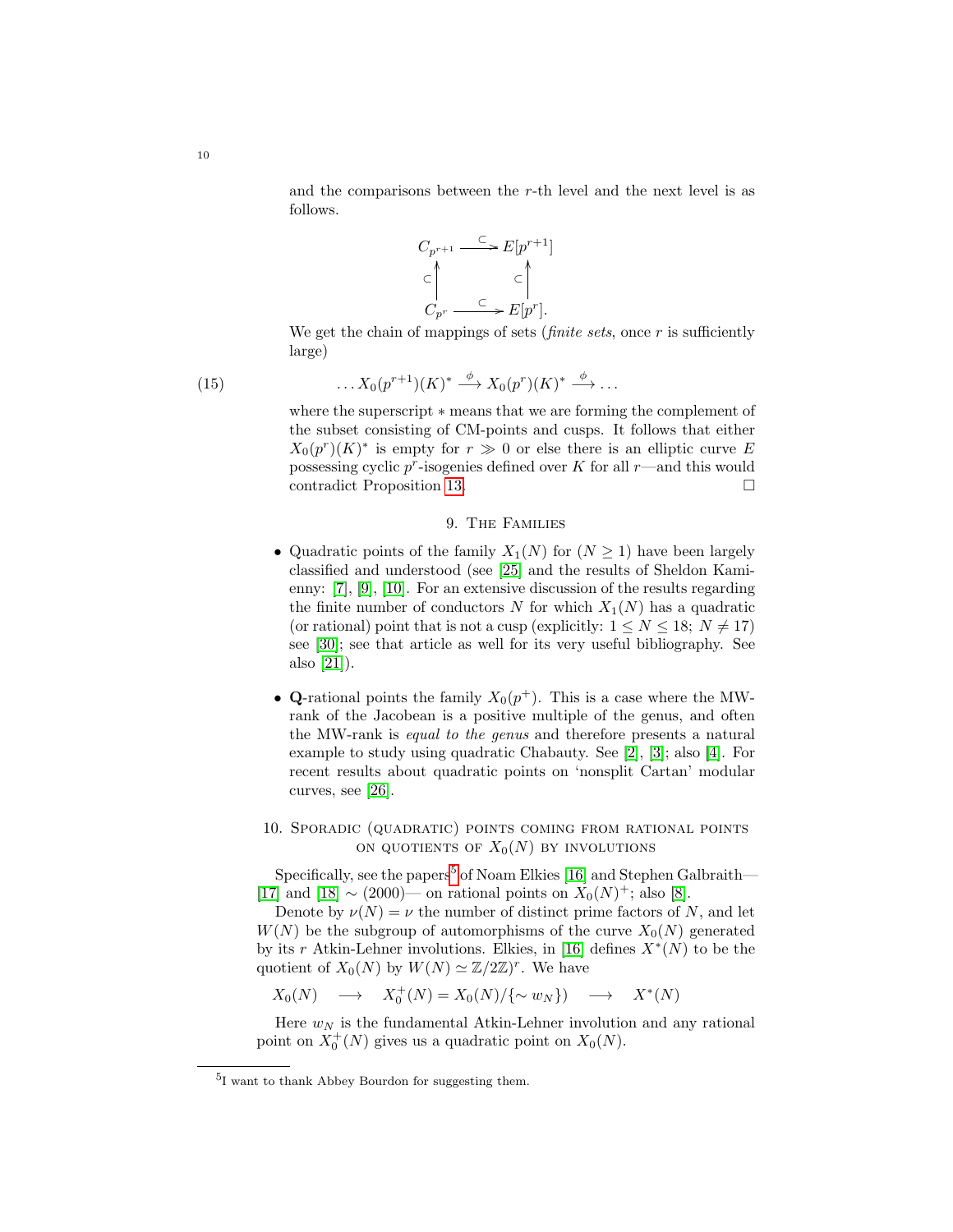and the comparisons between the $r$-th level and the next level is as follows.

$$
\begin{array}{ccc}
C_{p^{r+1}} & \xrightarrow{\subset} & E[p^{r+1}] \\
\subset \uparrow & & \subset \uparrow \\
C_{p^r} & \xrightarrow{\subset} & E[p^r].
\end{array}
$$

We get the chain of mappings of sets (*finite sets*, once $r$ is sufficiently large)

$$
\ldots X_0(p^{r+1})(K)^* \xrightarrow{\phi} X_0(p^r)(K)^* \xrightarrow{\phi} \ldots \tag{15}
$$

where the superscript $*$ means that we are forming the complement of the subset consisting of CM-points and cusps. It follows that either $X_0(p^r)(K)^*$ is empty for $r \gg 0$ or else there is an elliptic curve $E$ possessing cyclic $p^r$-isogenies defined over $K$ for all $r$—and this would contradict Proposition 13. $\square$

## 9. The Families

- Quadratic points of the family $X_1(N)$ for $(N \geq 1)$ have been largely classified and understood (see [25] and the results of Sheldon Kamienny: [7], [9], [10]. For an extensive discussion of the results regarding the finite number of conductors $N$ for which $X_1(N)$ has a quadratic (or rational) point that is not a cusp (explicitly: $1 \leq N \leq 18$; $N \neq 17$) see [30]; see that article as well for its very useful bibliography. See also [21]).

- **Q**-rational points the family $X_0(p^+)$. This is a case where the MW-rank of the Jacobean is a positive multiple of the genus, and often the MW-rank is *equal to the genus* and therefore presents a natural example to study using quadratic Chabauty. See [2], [3]; also [4]. For recent results about quadratic points on 'nonsplit Cartan' modular curves, see [26].

## 10. Sporadic (quadratic) points coming from rational points on quotients of $X_0(N)$ by involutions

Specifically, see the papers[5] of Noam Elkies [16] and Stephen Galbraith—[17] and [18] $\sim$ (2000)— on rational points on $X_0(N)^+$; also [8].

Denote by $\nu(N) = \nu$ the number of distinct prime factors of $N$, and let $W(N)$ be the subgroup of automorphisms of the curve $X_0(N)$ generated by its $r$ Atkin-Lehner involutions. Elkies, in [16] defines $X^*(N)$ to be the quotient of $X_0(N)$ by $W(N) \simeq \mathbb{Z}/2\mathbb{Z})^r$. We have

$$
X_0(N) \quad \longrightarrow \quad X_0^+(N) = X_0(N)/\{\sim w_N\}) \quad \longrightarrow \quad X^*(N)
$$

Here $w_N$ is the fundamental Atkin-Lehner involution and any rational point on $X_0^+(N)$ gives us a quadratic point on $X_0(N)$.

[5] I want to thank Abbey Bourdon for suggesting them.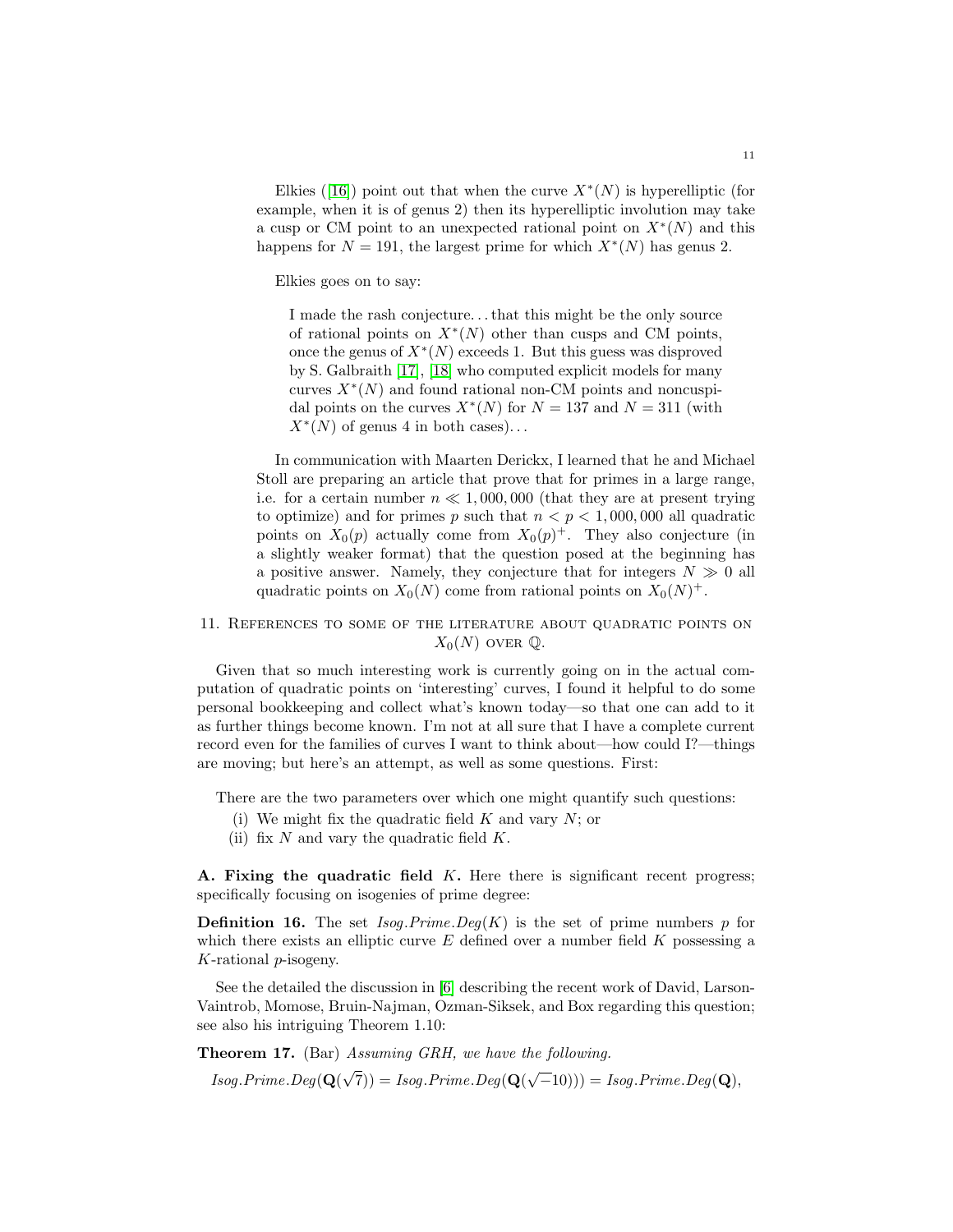Elkies ([16]) point out that when the curve $X^*(N)$ is hyperelliptic (for example, when it is of genus 2) then its hyperelliptic involution may take a cusp or CM point to an unexpected rational point on $X^*(N)$ and this happens for $N = 191$, the largest prime for which $X^*(N)$ has genus 2.

Elkies goes on to say:

> I made the rash conjecture... that this might be the only source of rational points on $X^*(N)$ other than cusps and CM points, once the genus of $X^*(N)$ exceeds 1. But this guess was disproved by S. Galbraith [17], [18] who computed explicit models for many curves $X^*(N)$ and found rational non-CM points and noncuspidal points on the curves $X^*(N)$ for $N = 137$ and $N = 311$ (with $X^*(N)$ of genus 4 in both cases)...

In communication with Maarten Derickx, I learned that he and Michael Stoll are preparing an article that prove that for primes in a large range, i.e. for a certain number $n \ll 1,000,000$ (that they are at present trying to optimize) and for primes $p$ such that $n < p < 1,000,000$ all quadratic points on $X_0(p)$ actually come from $X_0(p)^+$. They also conjecture (in a slightly weaker format) that the question posed at the beginning has a positive answer. Namely, they conjecture that for integers $N \gg 0$ all quadratic points on $X_0(N)$ come from rational points on $X_0(N)^+$.

## 11. References to some of the literature about quadratic points on $X_0(N)$ over $\mathbb{Q}$.

Given that so much interesting work is currently going on in the actual computation of quadratic points on 'interesting' curves, I found it helpful to do some personal bookkeeping and collect what's known today—so that one can add to it as further things become known. I'm not at all sure that I have a complete current record even for the families of curves I want to think about—how could I?—things are moving; but here's an attempt, as well as some questions. First:

There are the two parameters over which one might quantify such questions:

(i) We might fix the quadratic field $K$ and vary $N$; or
(ii) fix $N$ and vary the quadratic field $K$.

**A. Fixing the quadratic field $K$.** Here there is significant recent progress; specifically focusing on isogenies of prime degree:

**Definition 16.** The set *Isog.Prime.Deg*$(K)$ is the set of prime numbers $p$ for which there exists an elliptic curve $E$ defined over a number field $K$ possessing a $K$-rational $p$-isogeny.

See the detailed the discussion in [6] describing the recent work of David, Larson-Vaintrob, Momose, Bruin-Najman, Ozman-Siksek, and Box regarding this question; see also his intriguing Theorem 1.10:

**Theorem 17.** (Bar) *Assuming GRH, we have the following.*

$$Isog.Prime.Deg(\mathbf{Q}(\sqrt{7})) = Isog.Prime.Deg(\mathbf{Q}(\sqrt{-10}))) = Isog.Prime.Deg(\mathbf{Q}),$$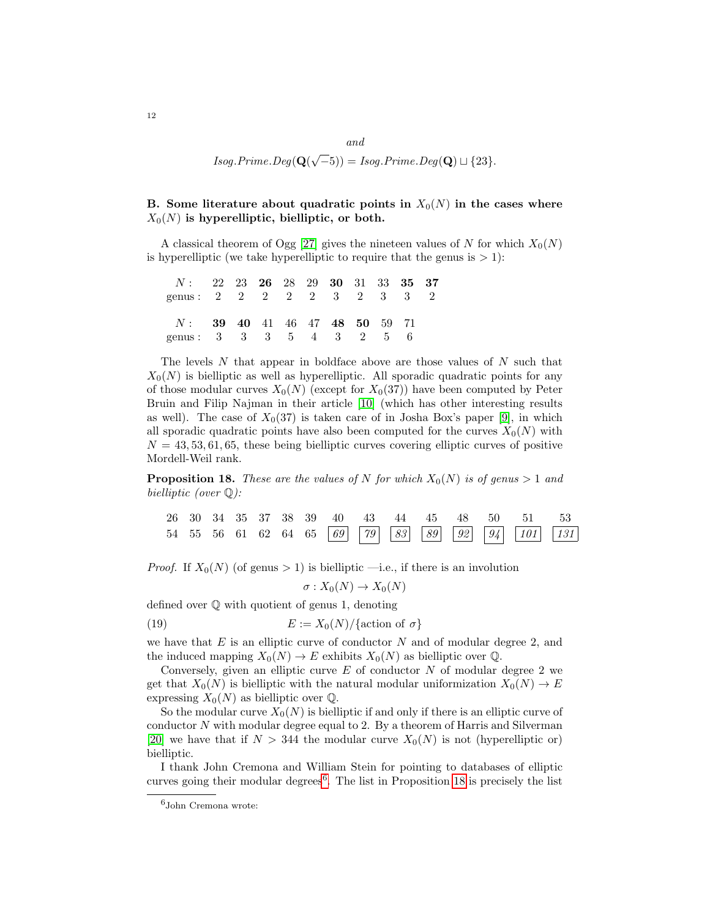*and*

$$Isog.Prime.Deg(\mathbf{Q}(\sqrt{-5})) = Isog.Prime.Deg(\mathbf{Q}) \sqcup \{23\}.$$

**B. Some literature about quadratic points in $X_0(N)$ in the cases where $X_0(N)$ is hyperelliptic, bielliptic, or both.**

A classical theorem of Ogg [27] gives the nineteen values of $N$ for which $X_0(N)$ is hyperelliptic (we take hyperelliptic to require that the genus is $> 1$):

| $N$ : | 22 | 23 | **26** | 28 | 29 | **30** | 31 | 33 | **35** | **37** |
|---|---|---|---|---|---|---|---|---|---|---|
| genus : | 2 | 2 | 2 | 2 | 2 | 3 | 2 | 3 | 3 | 2 |

| $N$ : | **39** | **40** | 41 | 46 | 47 | **48** | **50** | 59 | 71 |
|---|---|---|---|---|---|---|---|---|---|
| genus : | 3 | 3 | 3 | 5 | 4 | 3 | 2 | 5 | 6 |

The levels $N$ that appear in boldface above are those values of $N$ such that $X_0(N)$ is bielliptic as well as hyperelliptic. All sporadic quadratic points for any of those modular curves $X_0(N)$ (except for $X_0(37)$) have been computed by Peter Bruin and Filip Najman in their article [10] (which has other interesting results as well). The case of $X_0(37)$ is taken care of in Josha Box's paper [9], in which all sporadic quadratic points have also been computed for the curves $X_0(N)$ with $N = 43, 53, 61, 65$, these being bielliptic curves covering elliptic curves of positive Mordell-Weil rank.

**Proposition 18.** *These are the values of $N$ for which $X_0(N)$ is of genus $> 1$ and bielliptic (over $\mathbb{Q}$):*

| 26 | 30 | 34 | 35 | 37 | 38 | 39 | 40 | 43 | 44 | 45 | 48 | 50 | 51 | 53 |
|---|---|---|---|---|---|---|---|---|---|---|---|---|---|---|
| 54 | 55 | 56 | 61 | 62 | 64 | 65 | *69* | *79* | *83* | *89* | *92* | *94* | *101* | *131* |

*Proof.* If $X_0(N)$ (of genus $> 1$) is bielliptic —i.e., if there is an involution

$$\sigma : X_0(N) \to X_0(N)$$

defined over $\mathbb{Q}$ with quotient of genus 1, denoting

$$E := X_0(N)/\{\text{action of } \sigma\} \tag{19}$$

we have that $E$ is an elliptic curve of conductor $N$ and of modular degree 2, and the induced mapping $X_0(N) \to E$ exhibits $X_0(N)$ as bielliptic over $\mathbb{Q}$.

Conversely, given an elliptic curve $E$ of conductor $N$ of modular degree 2 we get that $X_0(N)$ is bielliptic with the natural modular uniformization $X_0(N) \to E$ expressing $X_0(N)$ as bielliptic over $\mathbb{Q}$.

So the modular curve $X_0(N)$ is bielliptic if and only if there is an elliptic curve of conductor $N$ with modular degree equal to 2. By a theorem of Harris and Silverman [20] we have that if $N > 344$ the modular curve $X_0(N)$ is not (hyperelliptic or) bielliptic.

I thank John Cremona and William Stein for pointing to databases of elliptic curves going their modular degrees[6]. The list in Proposition 18 is precisely the list

[6] John Cremona wrote: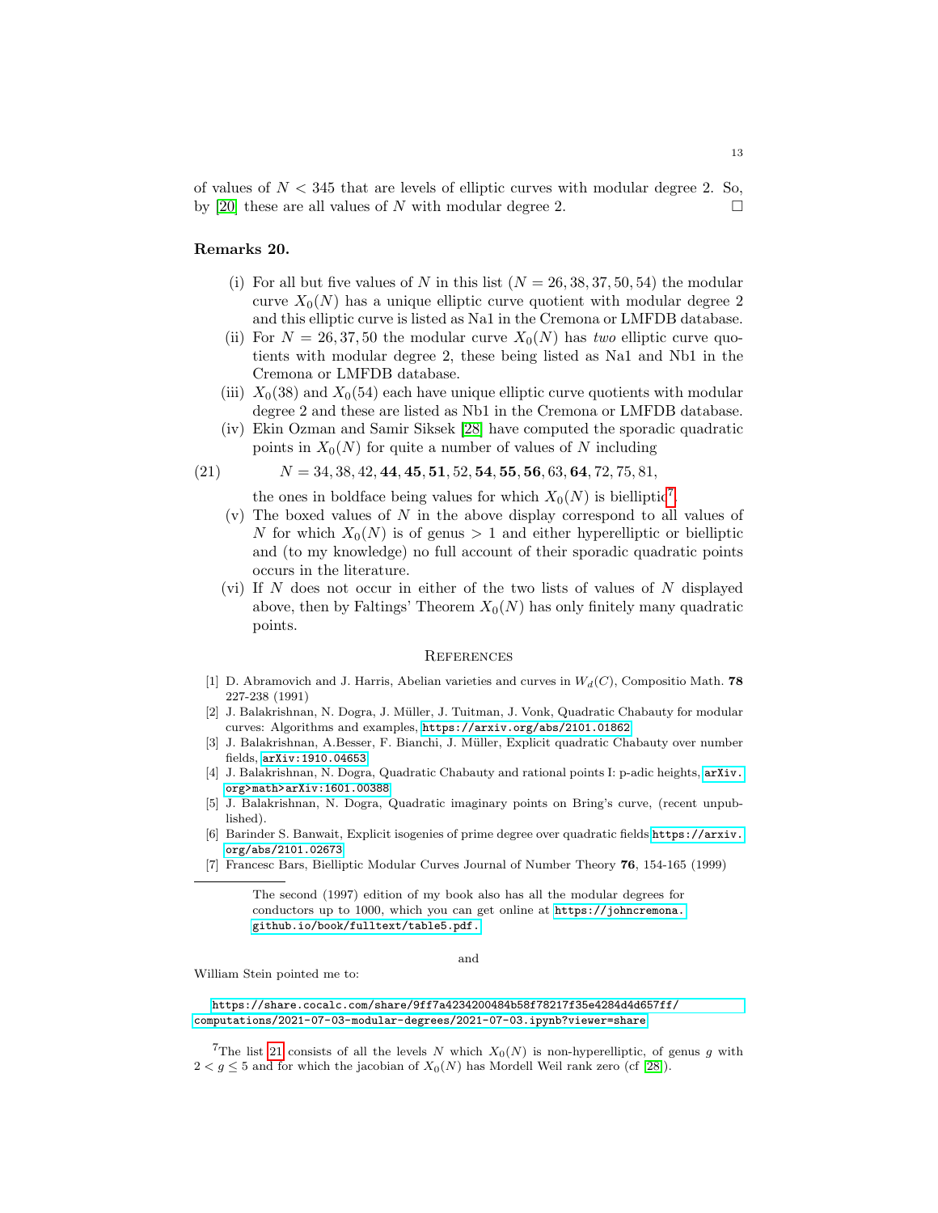of values of $N < 345$ that are levels of elliptic curves with modular degree 2. So, by [20] these are all values of $N$ with modular degree 2. □

**Remarks 20.**

(i) For all but five values of $N$ in this list ($N = 26, 38, 37, 50, 54$) the modular curve $X_0(N)$ has a unique elliptic curve quotient with modular degree 2 and this elliptic curve is listed as Na1 in the Cremona or LMFDB database.

(ii) For $N = 26, 37, 50$ the modular curve $X_0(N)$ has *two* elliptic curve quotients with modular degree 2, these being listed as Na1 and Nb1 in the Cremona or LMFDB database.

(iii) $X_0(38)$ and $X_0(54)$ each have unique elliptic curve quotients with modular degree 2 and these are listed as Nb1 in the Cremona or LMFDB database.

(iv) Ekin Ozman and Samir Siksek [28] have computed the sporadic quadratic points in $X_0(N)$ for quite a number of values of $N$ including

$$N = 34, 38, 42, \mathbf{44}, \mathbf{45}, \mathbf{51}, 52, \mathbf{54}, \mathbf{55}, \mathbf{56}, 63, \mathbf{64}, 72, 75, 81, \tag{21}$$

the ones in boldface being values for which $X_0(N)$ is bielliptic[7].

(v) The boxed values of $N$ in the above display correspond to all values of $N$ for which $X_0(N)$ is of genus $> 1$ and either hyperelliptic or bielliptic and (to my knowledge) no full account of their sporadic quadratic points occurs in the literature.

(vi) If $N$ does not occur in either of the two lists of values of $N$ displayed above, then by Faltings' Theorem $X_0(N)$ has only finitely many quadratic points.

## References

[1] D. Abramovich and J. Harris, Abelian varieties and curves in $W_d(C)$, Compositio Math. **78** 227-238 (1991)

[2] J. Balakrishnan, N. Dogra, J. Müller, J. Tuitman, J. Vonk, Quadratic Chabauty for modular curves: Algorithms and examples, https://arxiv.org/abs/2101.01862

[3] J. Balakrishnan, A.Besser, F. Bianchi, J. Müller, Explicit quadratic Chabauty over number fields, arXiv:1910.04653

[4] J. Balakrishnan, N. Dogra, Quadratic Chabauty and rational points I: p-adic heights, arXiv.org>math>arXiv:1601.00388

[5] J. Balakrishnan, N. Dogra, Quadratic imaginary points on Bring's curve, (recent unpublished).

[6] Barinder S. Banwait, Explicit isogenies of prime degree over quadratic fields https://arxiv.org/abs/2101.02673

[7] Francesc Bars, Bielliptic Modular Curves Journal of Number Theory **76**, 154-165 (1999)

---

The second (1997) edition of my book also has all the modular degrees for conductors up to 1000, which you can get online at https://johncremona.github.io/book/fulltext/table5.pdf.

and

William Stein pointed me to:

https://share.cocalc.com/share/9ff7a4234200484b58f78217f35e4284d4d657ff/computations/2021-07-03-modular-degrees/2021-07-03.ipynb?viewer=share

[7] The list 21 consists of all the levels $N$ which $X_0(N)$ is non-hyperelliptic, of genus $g$ with $2 < g \leq 5$ and for which the jacobian of $X_0(N)$ has Mordell Weil rank zero (cf [28]).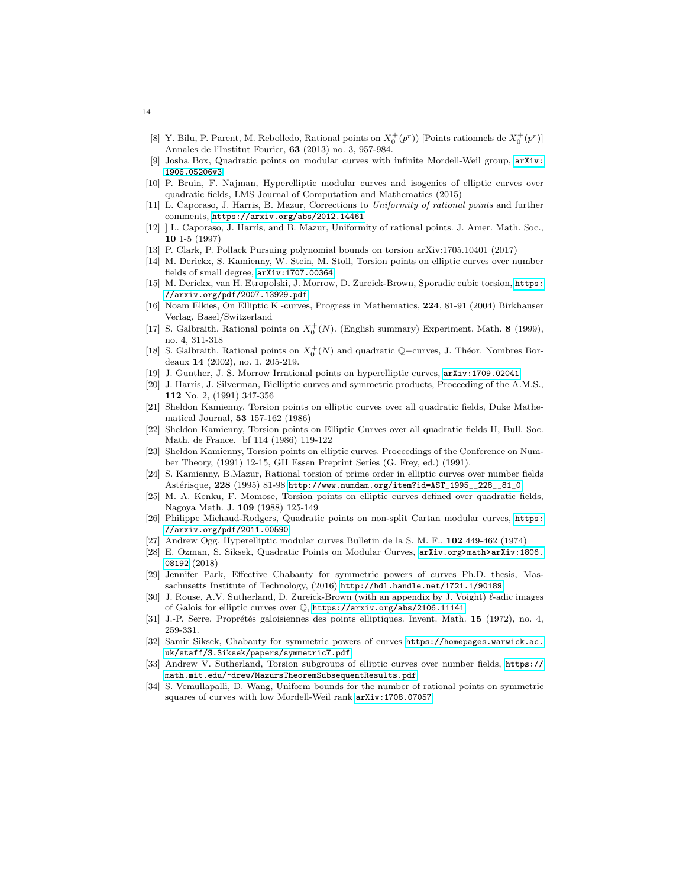[8] Y. Bilu, P. Parent, M. Rebolledo, Rational points on $X_0^+(p^r)$) [Points rationnels de $X_0^+(p^r)$] Annales de l'Institut Fourier, **63** (2013) no. 3, 957-984.

[9] Josha Box, Quadratic points on modular curves with infinite Mordell-Weil group, arXiv:1906.05206v3

[10] P. Bruin, F. Najman, Hyperelliptic modular curves and isogenies of elliptic curves over quadratic fields, LMS Journal of Computation and Mathematics (2015)

[11] L. Caporaso, J. Harris, B. Mazur, Corrections to *Uniformity of rational points* and further comments, https://arxiv.org/abs/2012.14461

[12] ] L. Caporaso, J. Harris, and B. Mazur, Uniformity of rational points. J. Amer. Math. Soc., **10** 1-5 (1997)

[13] P. Clark, P. Pollack Pursuing polynomial bounds on torsion arXiv:1705.10401 (2017)

[14] M. Derickx, S. Kamienny, W. Stein, M. Stoll, Torsion points on elliptic curves over number fields of small degree, arXiv:1707.00364

[15] M. Derickx, van H. Etropolski, J. Morrow, D. Zureick-Brown, Sporadic cubic torsion, https://arxiv.org/pdf/2007.13929.pdf

[16] Noam Elkies, On Elliptic K -curves, Progress in Mathematics, **224**, 81-91 (2004) Birkhauser Verlag, Basel/Switzerland

[17] S. Galbraith, Rational points on $X_0^+(N)$. (English summary) Experiment. Math. **8** (1999), no. 4, 311-318

[18] S. Galbraith, Rational points on $X_0^+(N)$ and quadratic $\mathbb{Q}-$curves, J. Théor. Nombres Bordeaux **14** (2002), no. 1, 205-219.

[19] J. Gunther, J. S. Morrow Irrational points on hyperelliptic curves, arXiv:1709.02041

[20] J. Harris, J. Silverman, Bielliptic curves and symmetric products, Proceeding of the A.M.S., **112** No. 2, (1991) 347-356

[21] Sheldon Kamienny, Torsion points on elliptic curves over all quadratic fields, Duke Mathematical Journal, **53** 157-162 (1986)

[22] Sheldon Kamienny, Torsion points on Elliptic Curves over all quadratic fields II, Bull. Soc. Math. de France. bf 114 (1986) 119-122

[23] Sheldon Kamienny, Torsion points on elliptic curves. Proceedings of the Conference on Number Theory, (1991) 12-15, GH Essen Preprint Series (G. Frey, ed.) (1991).

[24] S. Kamienny, B.Mazur, Rational torsion of prime order in elliptic curves over number fields Astérisque, **228** (1995) 81-98 http://www.numdam.org/item?id=AST_1995__228__81_0

[25] M. A. Kenku, F. Momose, Torsion points on elliptic curves defined over quadratic fields, Nagoya Math. J. **109** (1988) 125-149

[26] Philippe Michaud-Rodgers, Quadratic points on non-split Cartan modular curves, https://arxiv.org/pdf/2011.00590

[27] Andrew Ogg, Hyperelliptic modular curves Bulletin de la S. M. F., **102** 449-462 (1974)

[28] E. Ozman, S. Siksek, Quadratic Points on Modular Curves, arXiv.org>math>arXiv:1806.08192 (2018)

[29] Jennifer Park, Effective Chabauty for symmetric powers of curves Ph.D. thesis, Massachusetts Institute of Technology, (2016) http://hdl.handle.net/1721.1/90189

[30] J. Rouse, A.V. Sutherland, D. Zureick-Brown (with an appendix by J. Voight) $\ell$-adic images of Galois for elliptic curves over $\mathbb{Q}$, https://arxiv.org/abs/2106.11141

[31] J.-P. Serre, Proprétés galoisiennes des points elliptiques. Invent. Math. **15** (1972), no. 4, 259-331.

[32] Samir Siksek, Chabauty for symmetric powers of curves https://homepages.warwick.ac.uk/staff/S.Siksek/papers/symmetric7.pdf

[33] Andrew V. Sutherland, Torsion subgroups of elliptic curves over number fields, https://math.mit.edu/~drew/MazursTheoremSubsequentResults.pdf

[34] S. Vemullapalli, D. Wang, Uniform bounds for the number of rational points on symmetric squares of curves with low Mordell-Weil rank arXiv:1708.07057